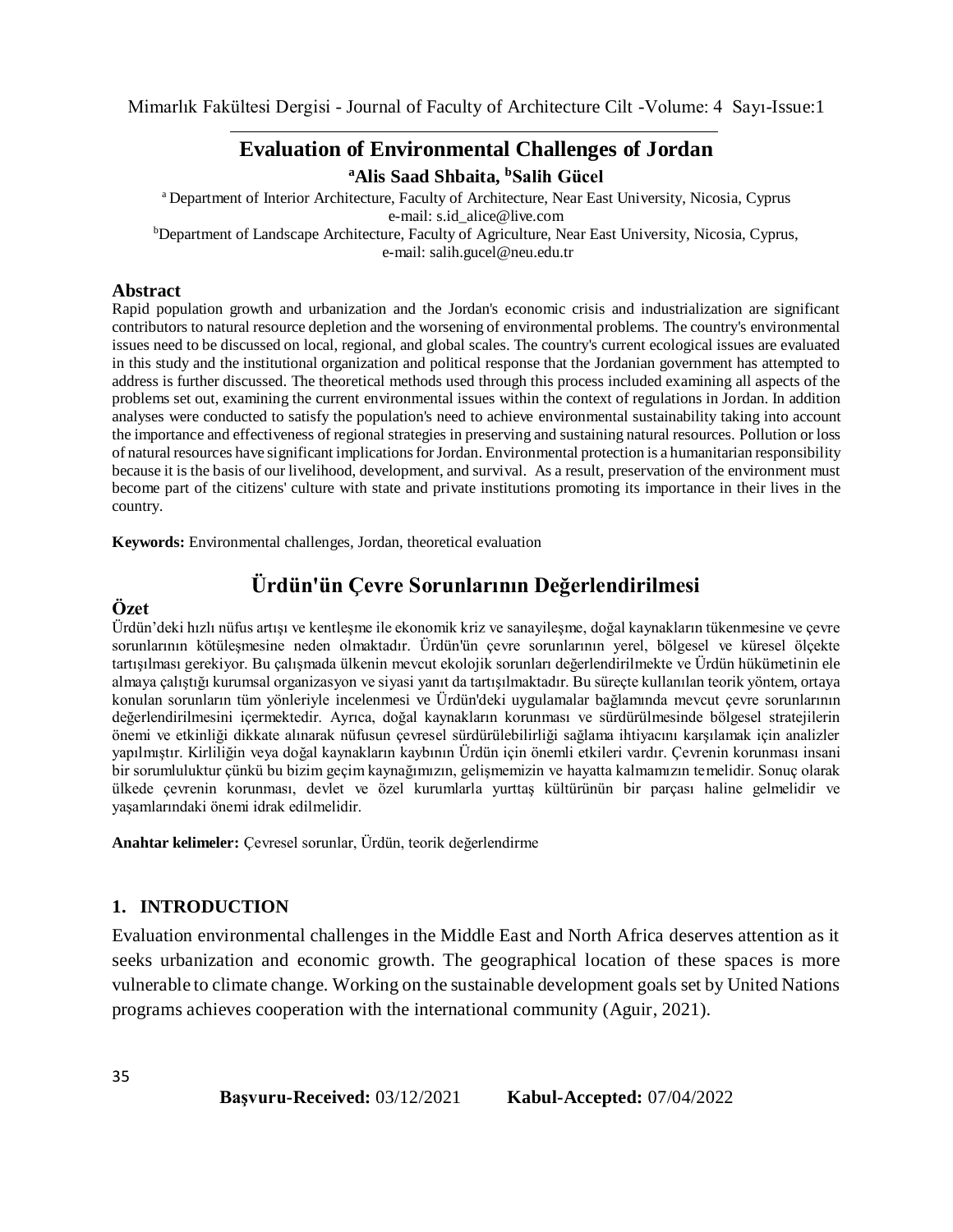# Evaluation of Environmental Challenges of Jordan

**[a]Alis Saad Shbaita, [b]Salih Gücel**

[a] Department of Interior Architecture, Faculty of Architecture, Near East University, Nicosia, Cyprus
e-mail: s.id_alice@live.com

[b]Department of Landscape Architecture, Faculty of Agriculture, Near East University, Nicosia, Cyprus,
e-mail: salih.gucel@neu.edu.tr

## Abstract

Rapid population growth and urbanization and the Jordan's economic crisis and industrialization are significant contributors to natural resource depletion and the worsening of environmental problems. The country's environmental issues need to be discussed on local, regional, and global scales. The country's current ecological issues are evaluated in this study and the institutional organization and political response that the Jordanian government has attempted to address is further discussed. The theoretical methods used through this process included examining all aspects of the problems set out, examining the current environmental issues within the context of regulations in Jordan. In addition analyses were conducted to satisfy the population's need to achieve environmental sustainability taking into account the importance and effectiveness of regional strategies in preserving and sustaining natural resources. Pollution or loss of natural resources have significant implications for Jordan. Environmental protection is a humanitarian responsibility because it is the basis of our livelihood, development, and survival. As a result, preservation of the environment must become part of the citizens' culture with state and private institutions promoting its importance in their lives in the country.

**Keywords:** Environmental challenges, Jordan, theoretical evaluation

# Ürdün'ün Çevre Sorunlarının Değerlendirilmesi

## Özet

Ürdün'deki hızlı nüfus artışı ve kentleşme ile ekonomik kriz ve sanayileşme, doğal kaynakların tükenmesine ve çevre sorunlarının kötüleşmesine neden olmaktadır. Ürdün'ün çevre sorunlarının yerel, bölgesel ve küresel ölçekte tartışılması gerekiyor. Bu çalışmada ülkenin mevcut ekolojik sorunları değerlendirilmekte ve Ürdün hükümetinin ele almaya çalıştığı kurumsal organizasyon ve siyasi yanıt da tartışılmaktadır. Bu süreçte kullanılan teorik yöntem, ortaya konulan sorunların tüm yönleriyle incelenmesi ve Ürdün'deki uygulamalar bağlamında mevcut çevre sorunlarının değerlendirilmesini içermektedir. Ayrıca, doğal kaynakların korunması ve sürdürülmesinde bölgesel stratejilerin önemi ve etkinliği dikkate alınarak nüfusun çevresel sürdürülebilirliği sağlama ihtiyacını karşılamak için analizler yapılmıştır. Kirliliğin veya doğal kaynakların kaybının Ürdün için önemli etkileri vardır. Çevrenin korunması insani bir sorumluluktur çünkü bu bizim geçim kaynağımızın, gelişmemizin ve hayatta kalmamızın temelidir. Sonuç olarak ülkede çevrenin korunması, devlet ve özel kurumlarla yurttaş kültürünün bir parçası haline gelmelidir ve yaşamlarındaki önemi idrak edilmelidir.

**Anahtar kelimeler:** Çevresel sorunlar, Ürdün, teorik değerlendirme

## 1. INTRODUCTION

Evaluation environmental challenges in the Middle East and North Africa deserves attention as it seeks urbanization and economic growth. The geographical location of these spaces is more vulnerable to climate change. Working on the sustainable development goals set by United Nations programs achieves cooperation with the international community (Aguir, 2021).

**Başvuru-Received:** 03/12/2021 **Kabul-Accepted:** 07/04/2022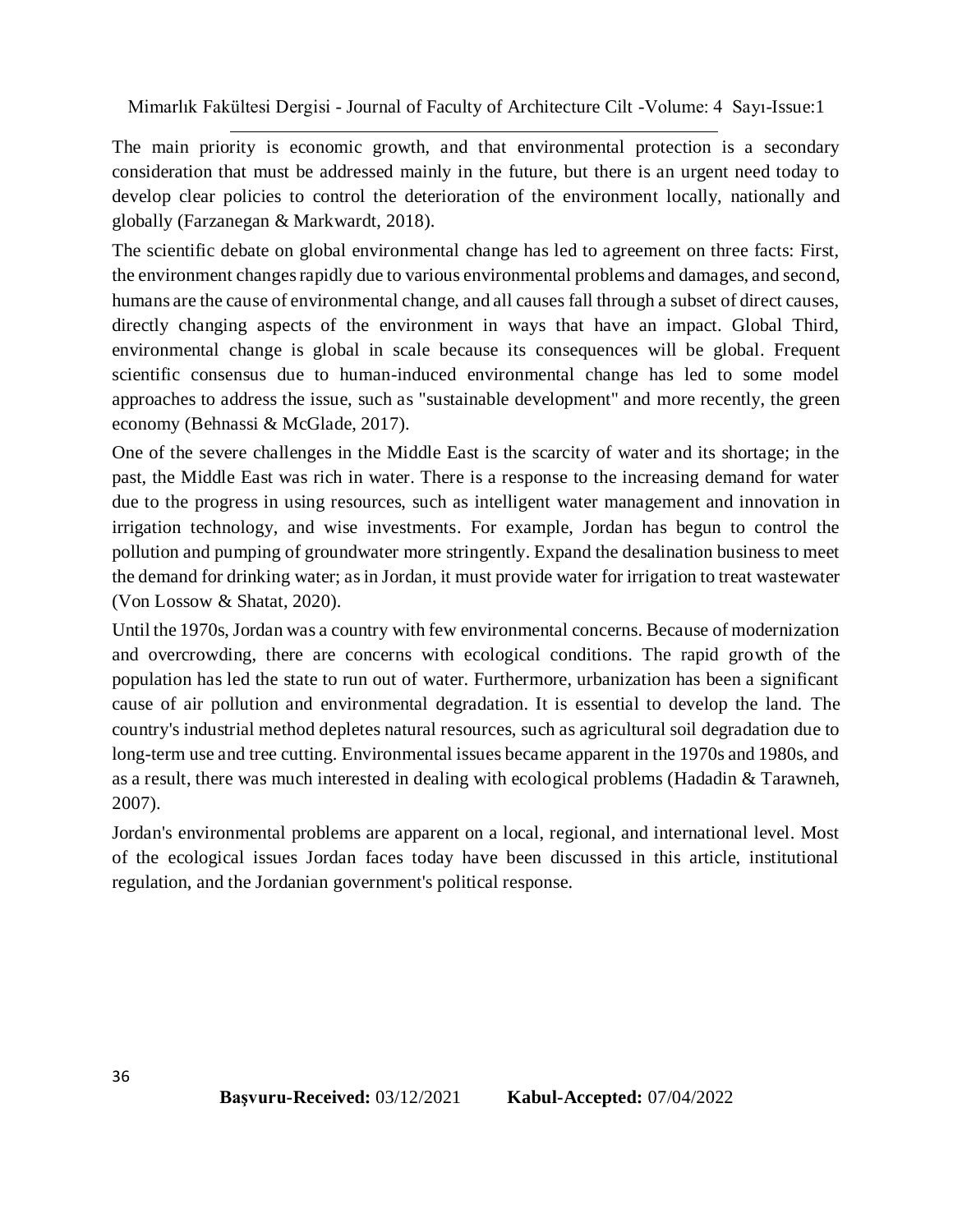The main priority is economic growth, and that environmental protection is a secondary consideration that must be addressed mainly in the future, but there is an urgent need today to develop clear policies to control the deterioration of the environment locally, nationally and globally (Farzanegan & Markwardt, 2018).

The scientific debate on global environmental change has led to agreement on three facts: First, the environment changes rapidly due to various environmental problems and damages, and second, humans are the cause of environmental change, and all causes fall through a subset of direct causes, directly changing aspects of the environment in ways that have an impact. Global Third, environmental change is global in scale because its consequences will be global. Frequent scientific consensus due to human-induced environmental change has led to some model approaches to address the issue, such as "sustainable development" and more recently, the green economy (Behnassi & McGlade, 2017).

One of the severe challenges in the Middle East is the scarcity of water and its shortage; in the past, the Middle East was rich in water. There is a response to the increasing demand for water due to the progress in using resources, such as intelligent water management and innovation in irrigation technology, and wise investments. For example, Jordan has begun to control the pollution and pumping of groundwater more stringently. Expand the desalination business to meet the demand for drinking water; as in Jordan, it must provide water for irrigation to treat wastewater (Von Lossow & Shatat, 2020).

Until the 1970s, Jordan was a country with few environmental concerns. Because of modernization and overcrowding, there are concerns with ecological conditions. The rapid growth of the population has led the state to run out of water. Furthermore, urbanization has been a significant cause of air pollution and environmental degradation. It is essential to develop the land. The country's industrial method depletes natural resources, such as agricultural soil degradation due to long-term use and tree cutting. Environmental issues became apparent in the 1970s and 1980s, and as a result, there was much interested in dealing with ecological problems (Hadadin & Tarawneh, 2007).

Jordan's environmental problems are apparent on a local, regional, and international level. Most of the ecological issues Jordan faces today have been discussed in this article, institutional regulation, and the Jordanian government's political response.

**Başvuru-Received:** 03/12/2021 **Kabul-Accepted:** 07/04/2022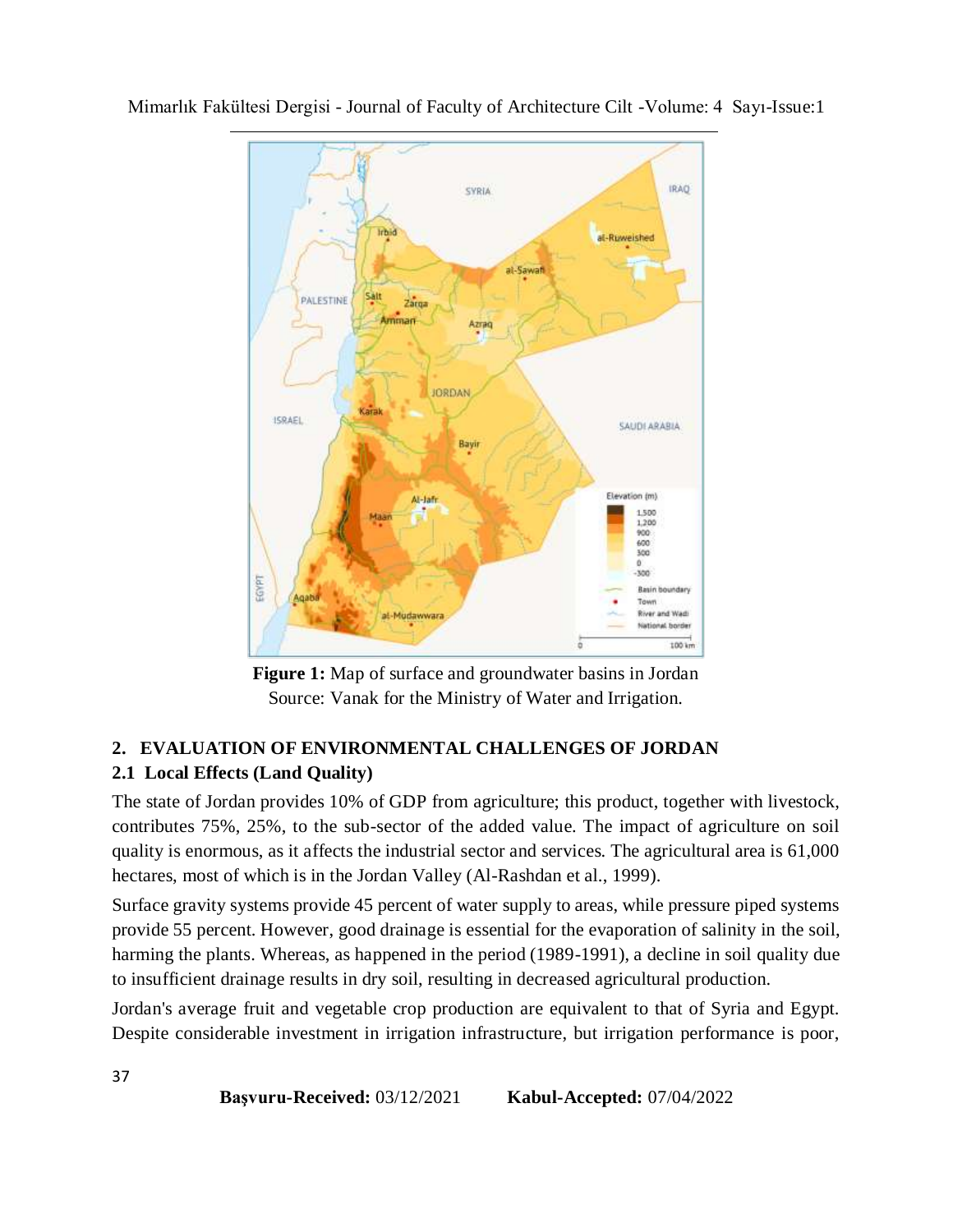**Figure 1:** Map of surface and groundwater basins in Jordan
Source: Vanak for the Ministry of Water and Irrigation.

## 2. EVALUATION OF ENVIRONMENTAL CHALLENGES OF JORDAN

### 2.1 Local Effects (Land Quality)

The state of Jordan provides 10% of GDP from agriculture; this product, together with livestock, contributes 75%, 25%, to the sub-sector of the added value. The impact of agriculture on soil quality is enormous, as it affects the industrial sector and services. The agricultural area is 61,000 hectares, most of which is in the Jordan Valley (Al-Rashdan et al., 1999).

Surface gravity systems provide 45 percent of water supply to areas, while pressure piped systems provide 55 percent. However, good drainage is essential for the evaporation of salinity in the soil, harming the plants. Whereas, as happened in the period (1989-1991), a decline in soil quality due to insufficient drainage results in dry soil, resulting in decreased agricultural production.

Jordan's average fruit and vegetable crop production are equivalent to that of Syria and Egypt. Despite considerable investment in irrigation infrastructure, but irrigation performance is poor,

**Başvuru-Received:** 03/12/2021 **Kabul-Accepted:** 07/04/2022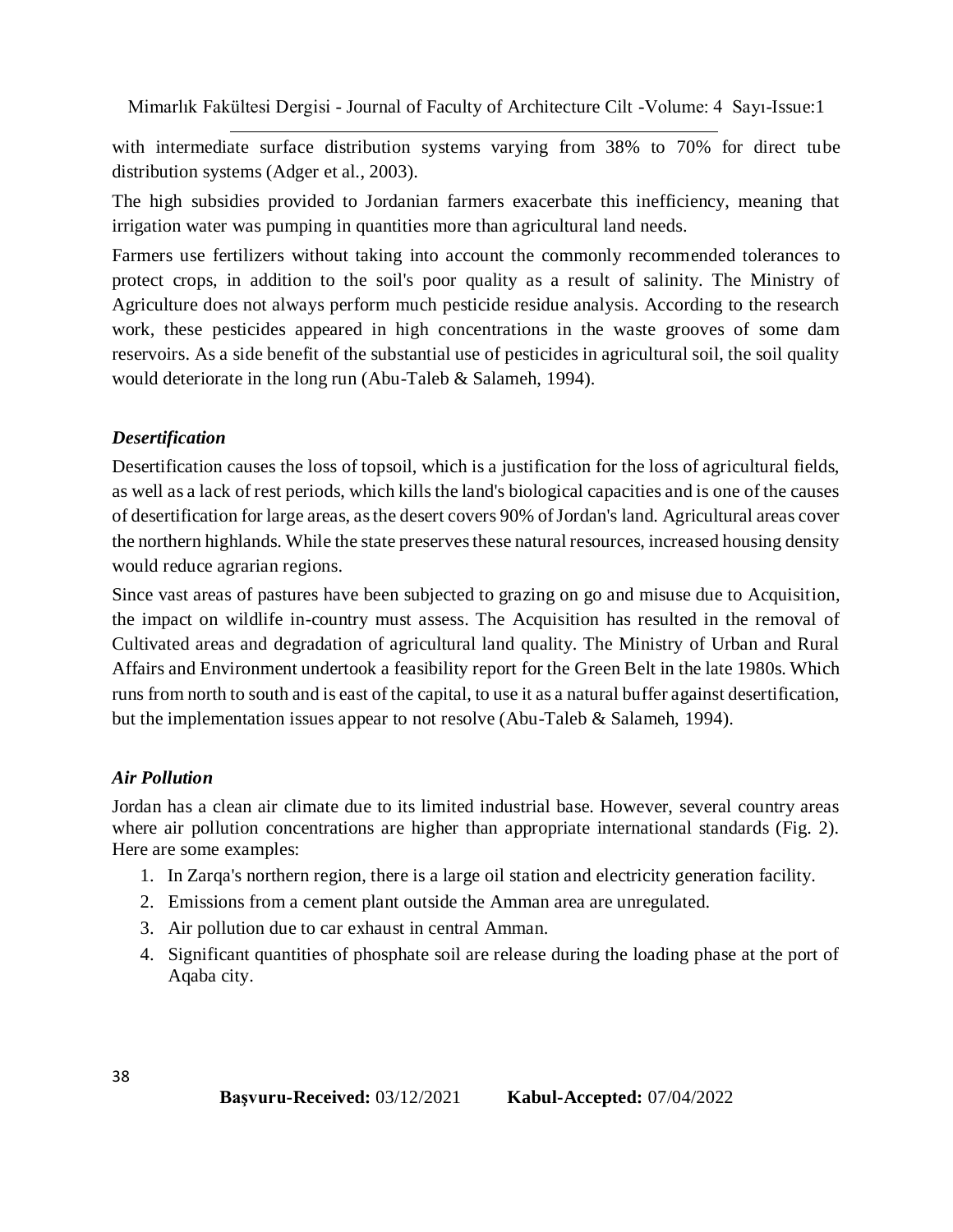with intermediate surface distribution systems varying from 38% to 70% for direct tube distribution systems (Adger et al., 2003).

The high subsidies provided to Jordanian farmers exacerbate this inefficiency, meaning that irrigation water was pumping in quantities more than agricultural land needs.

Farmers use fertilizers without taking into account the commonly recommended tolerances to protect crops, in addition to the soil's poor quality as a result of salinity. The Ministry of Agriculture does not always perform much pesticide residue analysis. According to the research work, these pesticides appeared in high concentrations in the waste grooves of some dam reservoirs. As a side benefit of the substantial use of pesticides in agricultural soil, the soil quality would deteriorate in the long run (Abu-Taleb & Salameh, 1994).

### *Desertification*

Desertification causes the loss of topsoil, which is a justification for the loss of agricultural fields, as well as a lack of rest periods, which kills the land's biological capacities and is one of the causes of desertification for large areas, as the desert covers 90% of Jordan's land. Agricultural areas cover the northern highlands. While the state preserves these natural resources, increased housing density would reduce agrarian regions.

Since vast areas of pastures have been subjected to grazing on go and misuse due to Acquisition, the impact on wildlife in-country must assess. The Acquisition has resulted in the removal of Cultivated areas and degradation of agricultural land quality. The Ministry of Urban and Rural Affairs and Environment undertook a feasibility report for the Green Belt in the late 1980s. Which runs from north to south and is east of the capital, to use it as a natural buffer against desertification, but the implementation issues appear to not resolve (Abu-Taleb & Salameh, 1994).

### *Air Pollution*

Jordan has a clean air climate due to its limited industrial base. However, several country areas where air pollution concentrations are higher than appropriate international standards (Fig. 2). Here are some examples:

1. In Zarqa's northern region, there is a large oil station and electricity generation facility.
2. Emissions from a cement plant outside the Amman area are unregulated.
3. Air pollution due to car exhaust in central Amman.
4. Significant quantities of phosphate soil are release during the loading phase at the port of Aqaba city.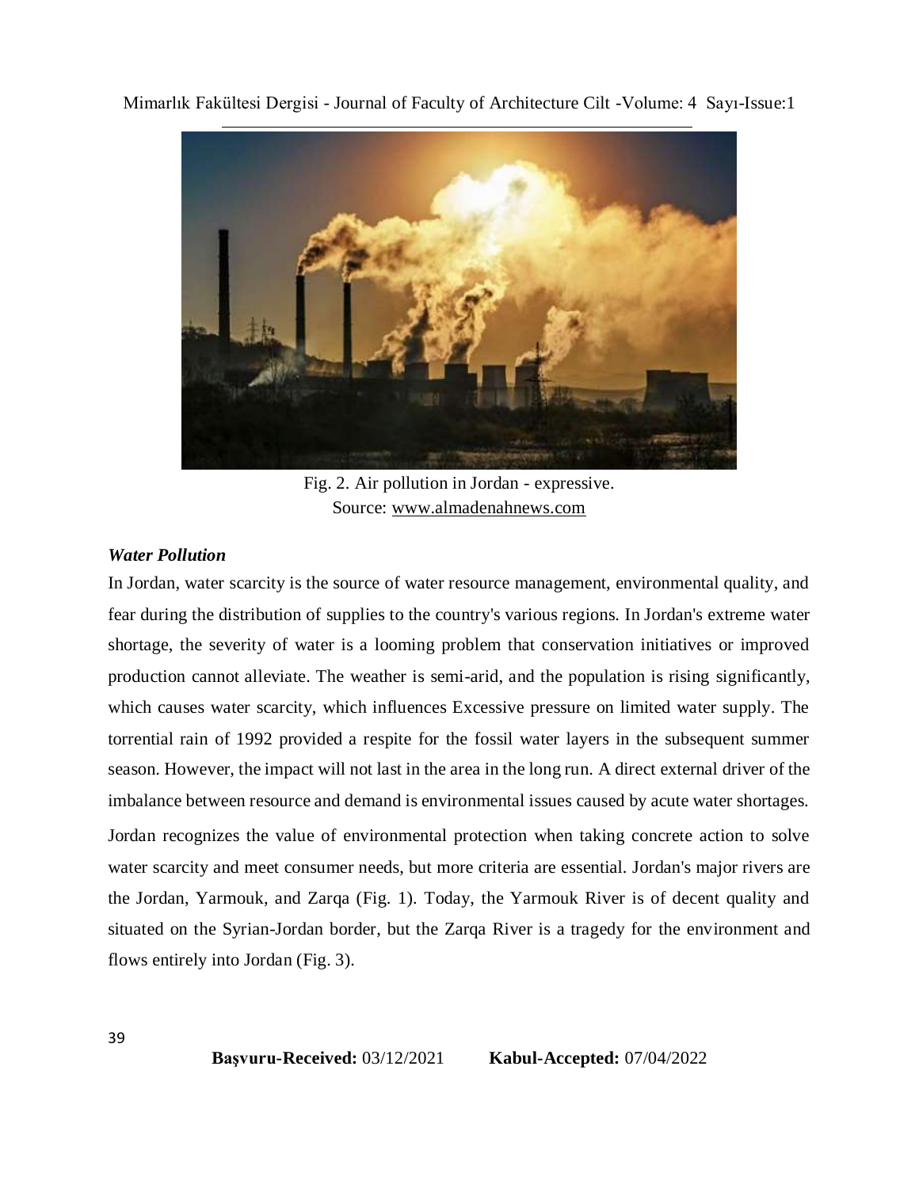Fig. 2. Air pollution in Jordan - expressive.
Source: www.almadenahnews.com

### *Water Pollution*

In Jordan, water scarcity is the source of water resource management, environmental quality, and fear during the distribution of supplies to the country's various regions. In Jordan's extreme water shortage, the severity of water is a looming problem that conservation initiatives or improved production cannot alleviate. The weather is semi-arid, and the population is rising significantly, which causes water scarcity, which influences Excessive pressure on limited water supply. The torrential rain of 1992 provided a respite for the fossil water layers in the subsequent summer season. However, the impact will not last in the area in the long run. A direct external driver of the imbalance between resource and demand is environmental issues caused by acute water shortages. Jordan recognizes the value of environmental protection when taking concrete action to solve water scarcity and meet consumer needs, but more criteria are essential. Jordan's major rivers are the Jordan, Yarmouk, and Zarqa (Fig. 1). Today, the Yarmouk River is of decent quality and situated on the Syrian-Jordan border, but the Zarqa River is a tragedy for the environment and flows entirely into Jordan (Fig. 3).

**Başvuru-Received:** 03/12/2021 **Kabul-Accepted:** 07/04/2022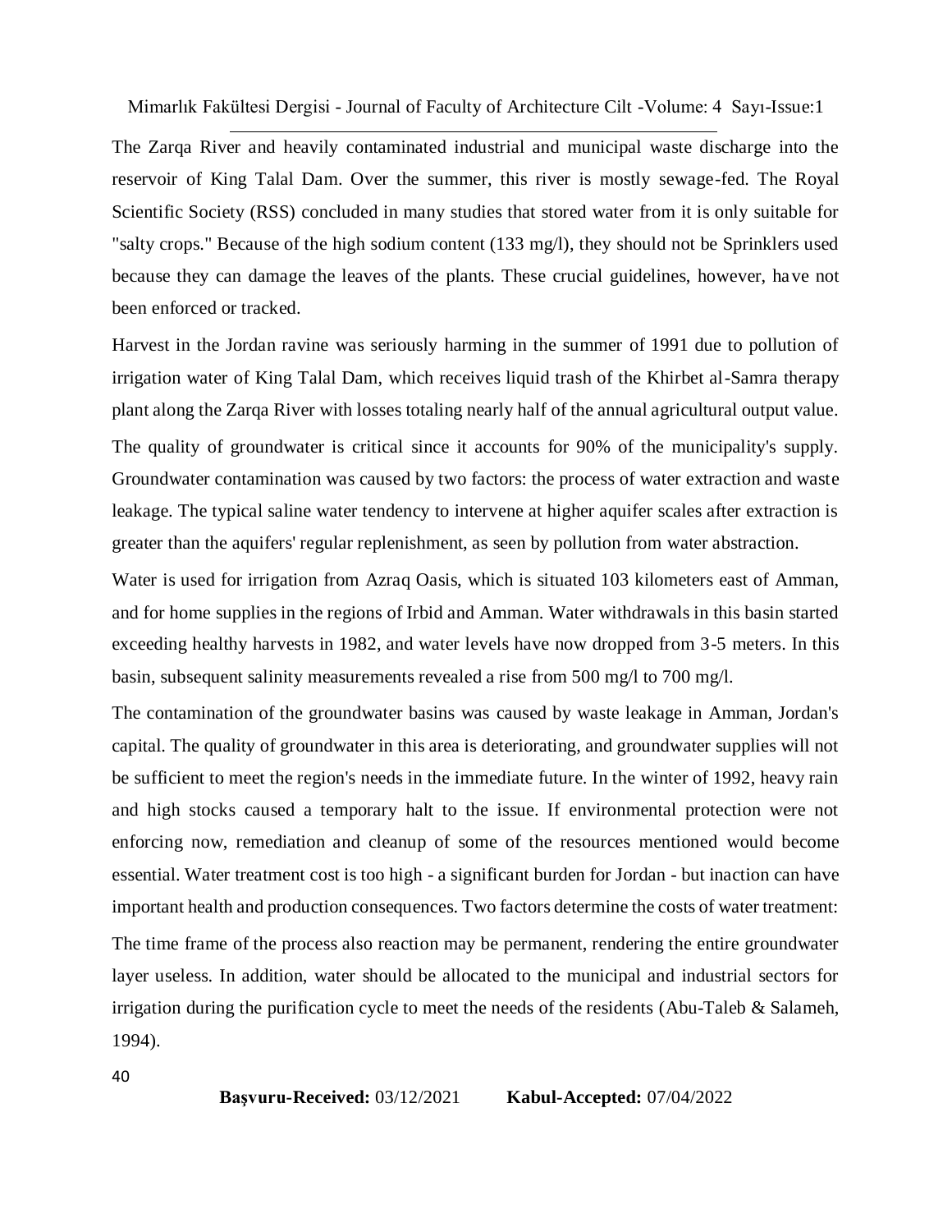The Zarqa River and heavily contaminated industrial and municipal waste discharge into the reservoir of King Talal Dam. Over the summer, this river is mostly sewage-fed. The Royal Scientific Society (RSS) concluded in many studies that stored water from it is only suitable for "salty crops." Because of the high sodium content (133 mg/l), they should not be Sprinklers used because they can damage the leaves of the plants. These crucial guidelines, however, have not been enforced or tracked.

Harvest in the Jordan ravine was seriously harming in the summer of 1991 due to pollution of irrigation water of King Talal Dam, which receives liquid trash of the Khirbet al-Samra therapy plant along the Zarqa River with losses totaling nearly half of the annual agricultural output value.

The quality of groundwater is critical since it accounts for 90% of the municipality's supply. Groundwater contamination was caused by two factors: the process of water extraction and waste leakage. The typical saline water tendency to intervene at higher aquifer scales after extraction is greater than the aquifers' regular replenishment, as seen by pollution from water abstraction.

Water is used for irrigation from Azraq Oasis, which is situated 103 kilometers east of Amman, and for home supplies in the regions of Irbid and Amman. Water withdrawals in this basin started exceeding healthy harvests in 1982, and water levels have now dropped from 3-5 meters. In this basin, subsequent salinity measurements revealed a rise from 500 mg/l to 700 mg/l.

The contamination of the groundwater basins was caused by waste leakage in Amman, Jordan's capital. The quality of groundwater in this area is deteriorating, and groundwater supplies will not be sufficient to meet the region's needs in the immediate future. In the winter of 1992, heavy rain and high stocks caused a temporary halt to the issue. If environmental protection were not enforcing now, remediation and cleanup of some of the resources mentioned would become essential. Water treatment cost is too high - a significant burden for Jordan - but inaction can have important health and production consequences. Two factors determine the costs of water treatment:

The time frame of the process also reaction may be permanent, rendering the entire groundwater layer useless. In addition, water should be allocated to the municipal and industrial sectors for irrigation during the purification cycle to meet the needs of the residents (Abu-Taleb & Salameh, 1994).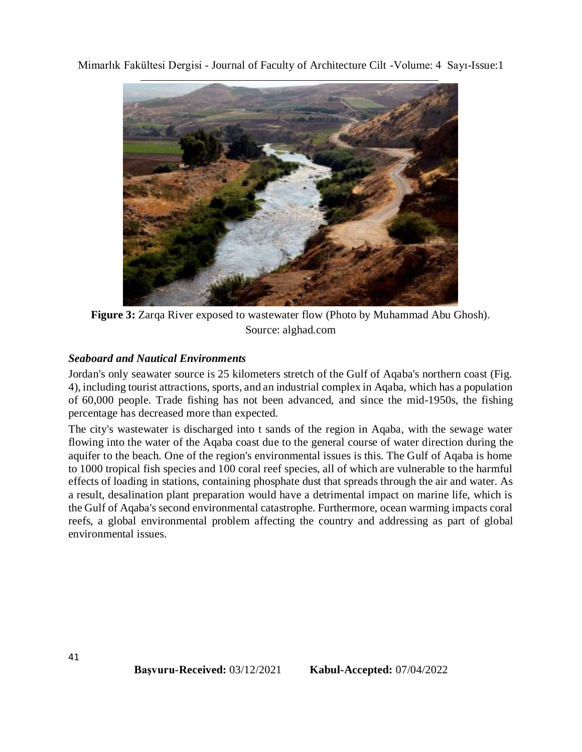**Figure 3:** Zarqa River exposed to wastewater flow (Photo by Muhammad Abu Ghosh). Source: alghad.com

### *Seaboard and Nautical Environments*

Jordan's only seawater source is 25 kilometers stretch of the Gulf of Aqaba's northern coast (Fig. 4), including tourist attractions, sports, and an industrial complex in Aqaba, which has a population of 60,000 people. Trade fishing has not been advanced, and since the mid-1950s, the fishing percentage has decreased more than expected.

The city's wastewater is discharged into t sands of the region in Aqaba, with the sewage water flowing into the water of the Aqaba coast due to the general course of water direction during the aquifer to the beach. One of the region's environmental issues is this. The Gulf of Aqaba is home to 1000 tropical fish species and 100 coral reef species, all of which are vulnerable to the harmful effects of loading in stations, containing phosphate dust that spreads through the air and water. As a result, desalination plant preparation would have a detrimental impact on marine life, which is the Gulf of Aqaba's second environmental catastrophe. Furthermore, ocean warming impacts coral reefs, a global environmental problem affecting the country and addressing as part of global environmental issues.

**Başvuru-Received:** 03/12/2021 **Kabul-Accepted:** 07/04/2022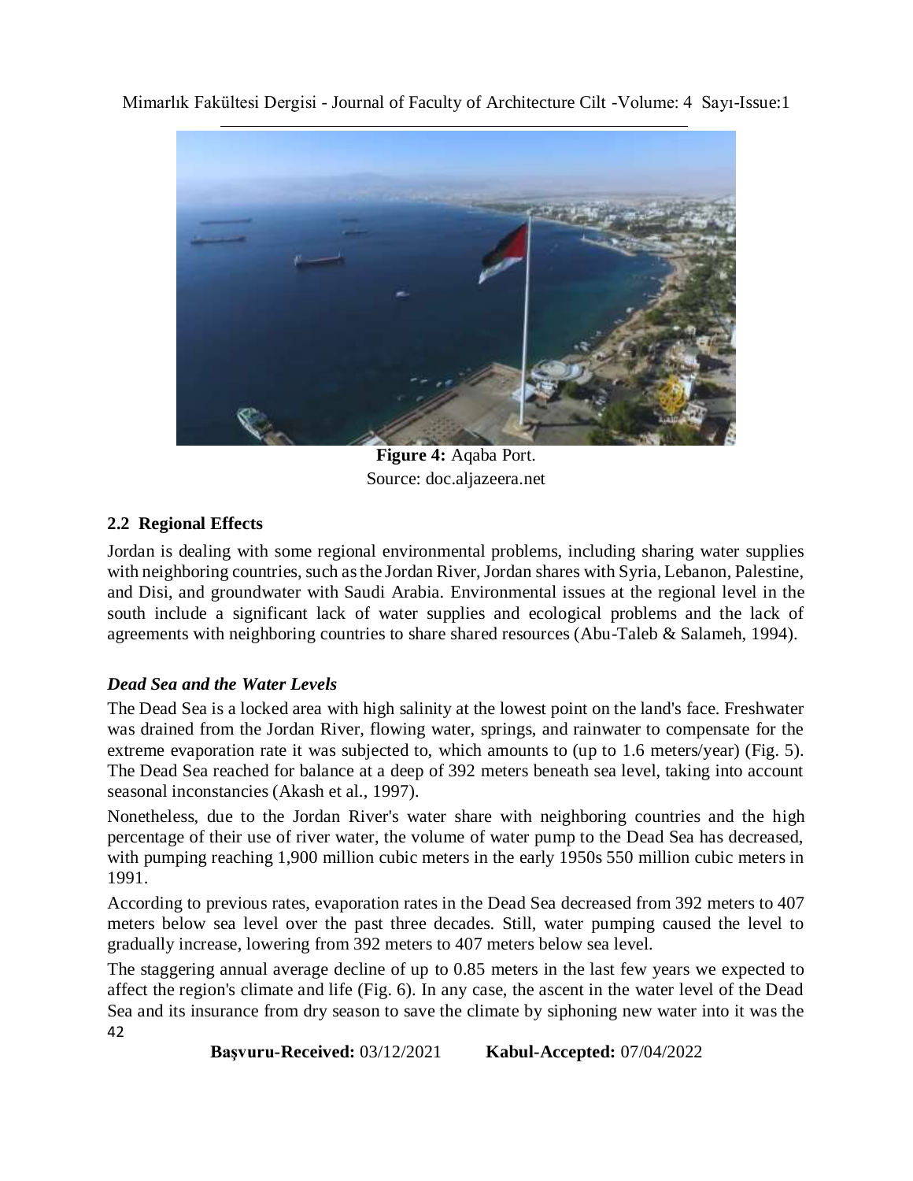**Figure 4:** Aqaba Port.
Source: doc.aljazeera.net

### 2.2 Regional Effects

Jordan is dealing with some regional environmental problems, including sharing water supplies with neighboring countries, such as the Jordan River, Jordan shares with Syria, Lebanon, Palestine, and Disi, and groundwater with Saudi Arabia. Environmental issues at the regional level in the south include a significant lack of water supplies and ecological problems and the lack of agreements with neighboring countries to share shared resources (Abu-Taleb & Salameh, 1994).

#### *Dead Sea and the Water Levels*

The Dead Sea is a locked area with high salinity at the lowest point on the land's face. Freshwater was drained from the Jordan River, flowing water, springs, and rainwater to compensate for the extreme evaporation rate it was subjected to, which amounts to (up to 1.6 meters/year) (Fig. 5). The Dead Sea reached for balance at a deep of 392 meters beneath sea level, taking into account seasonal inconstancies (Akash et al., 1997).

Nonetheless, due to the Jordan River's water share with neighboring countries and the high percentage of their use of river water, the volume of water pump to the Dead Sea has decreased, with pumping reaching 1,900 million cubic meters in the early 1950s 550 million cubic meters in 1991.

According to previous rates, evaporation rates in the Dead Sea decreased from 392 meters to 407 meters below sea level over the past three decades. Still, water pumping caused the level to gradually increase, lowering from 392 meters to 407 meters below sea level.

The staggering annual average decline of up to 0.85 meters in the last few years we expected to affect the region's climate and life (Fig. 6). In any case, the ascent in the water level of the Dead Sea and its insurance from dry season to save the climate by siphoning new water into it was the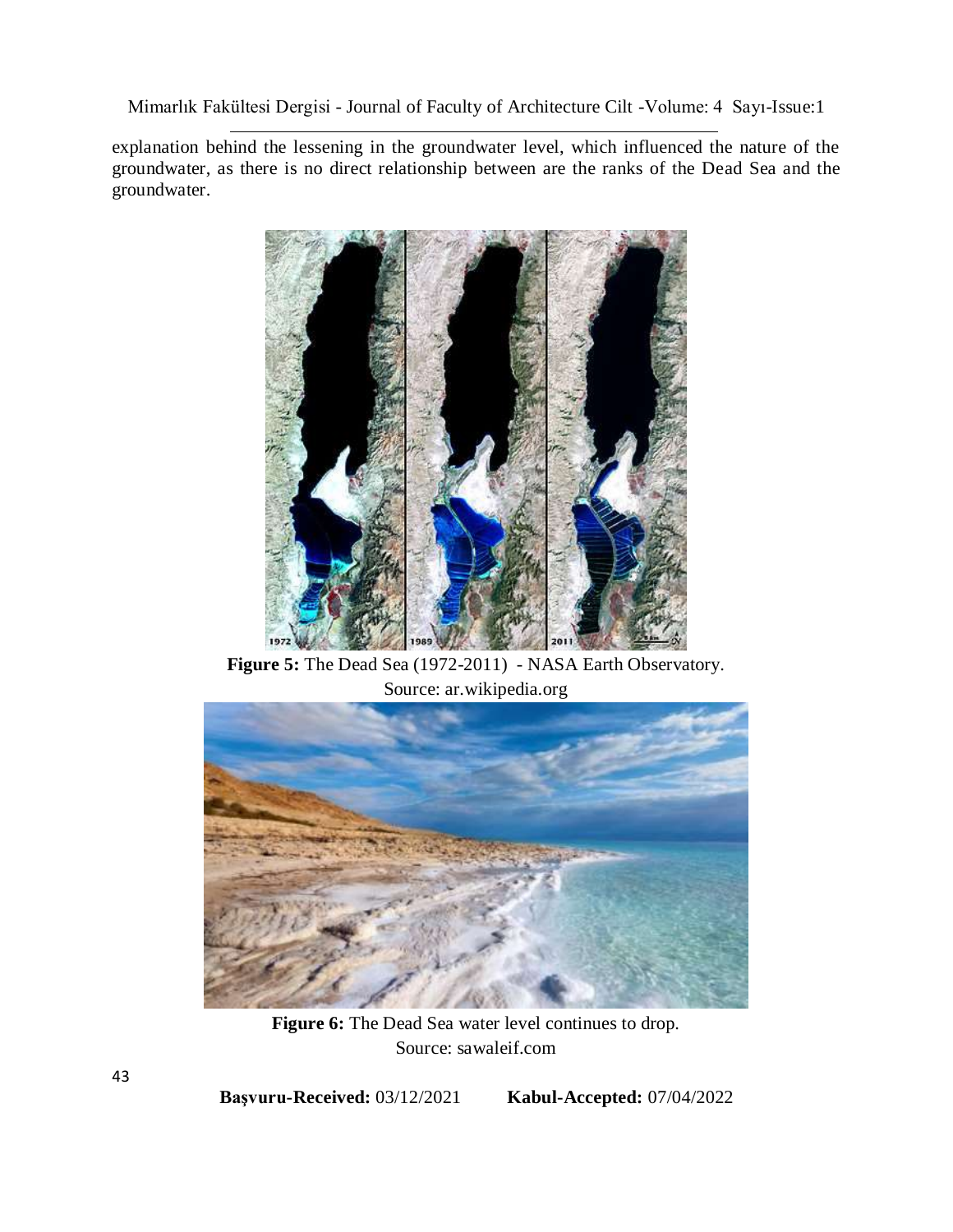explanation behind the lessening in the groundwater level, which influenced the nature of the groundwater, as there is no direct relationship between are the ranks of the Dead Sea and the groundwater.

**Figure 5:** The Dead Sea (1972-2011) - NASA Earth Observatory. Source: ar.wikipedia.org

**Figure 6:** The Dead Sea water level continues to drop. Source: sawaleif.com

**Başvuru-Received:** 03/12/2021 **Kabul-Accepted:** 07/04/2022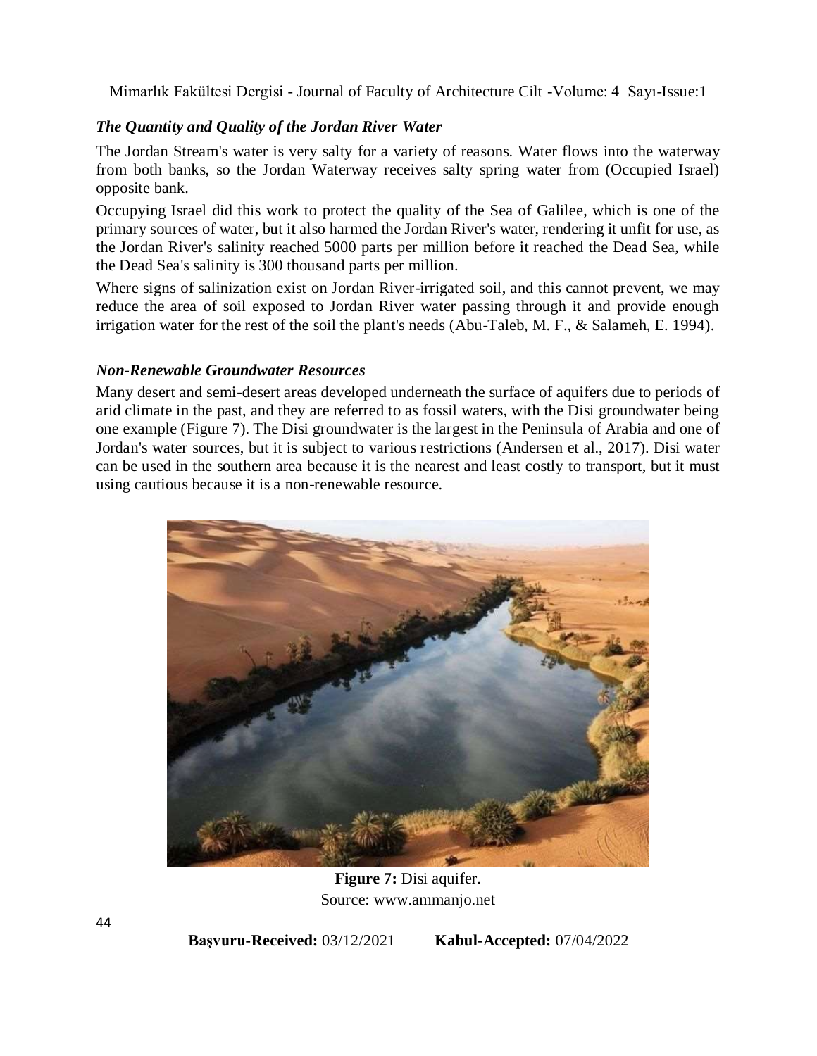### *The Quantity and Quality of the Jordan River Water*

The Jordan Stream's water is very salty for a variety of reasons. Water flows into the waterway from both banks, so the Jordan Waterway receives salty spring water from (Occupied Israel) opposite bank.

Occupying Israel did this work to protect the quality of the Sea of Galilee, which is one of the primary sources of water, but it also harmed the Jordan River's water, rendering it unfit for use, as the Jordan River's salinity reached 5000 parts per million before it reached the Dead Sea, while the Dead Sea's salinity is 300 thousand parts per million.

Where signs of salinization exist on Jordan River-irrigated soil, and this cannot prevent, we may reduce the area of soil exposed to Jordan River water passing through it and provide enough irrigation water for the rest of the soil the plant's needs (Abu-Taleb, M. F., & Salameh, E. 1994).

### *Non-Renewable Groundwater Resources*

Many desert and semi-desert areas developed underneath the surface of aquifers due to periods of arid climate in the past, and they are referred to as fossil waters, with the Disi groundwater being one example (Figure 7). The Disi groundwater is the largest in the Peninsula of Arabia and one of Jordan's water sources, but it is subject to various restrictions (Andersen et al., 2017). Disi water can be used in the southern area because it is the nearest and least costly to transport, but it must using cautious because it is a non-renewable resource.

**Figure 7:** Disi aquifer.
Source: www.ammanjo.net

**Başvuru-Received:** 03/12/2021 **Kabul-Accepted:** 07/04/2022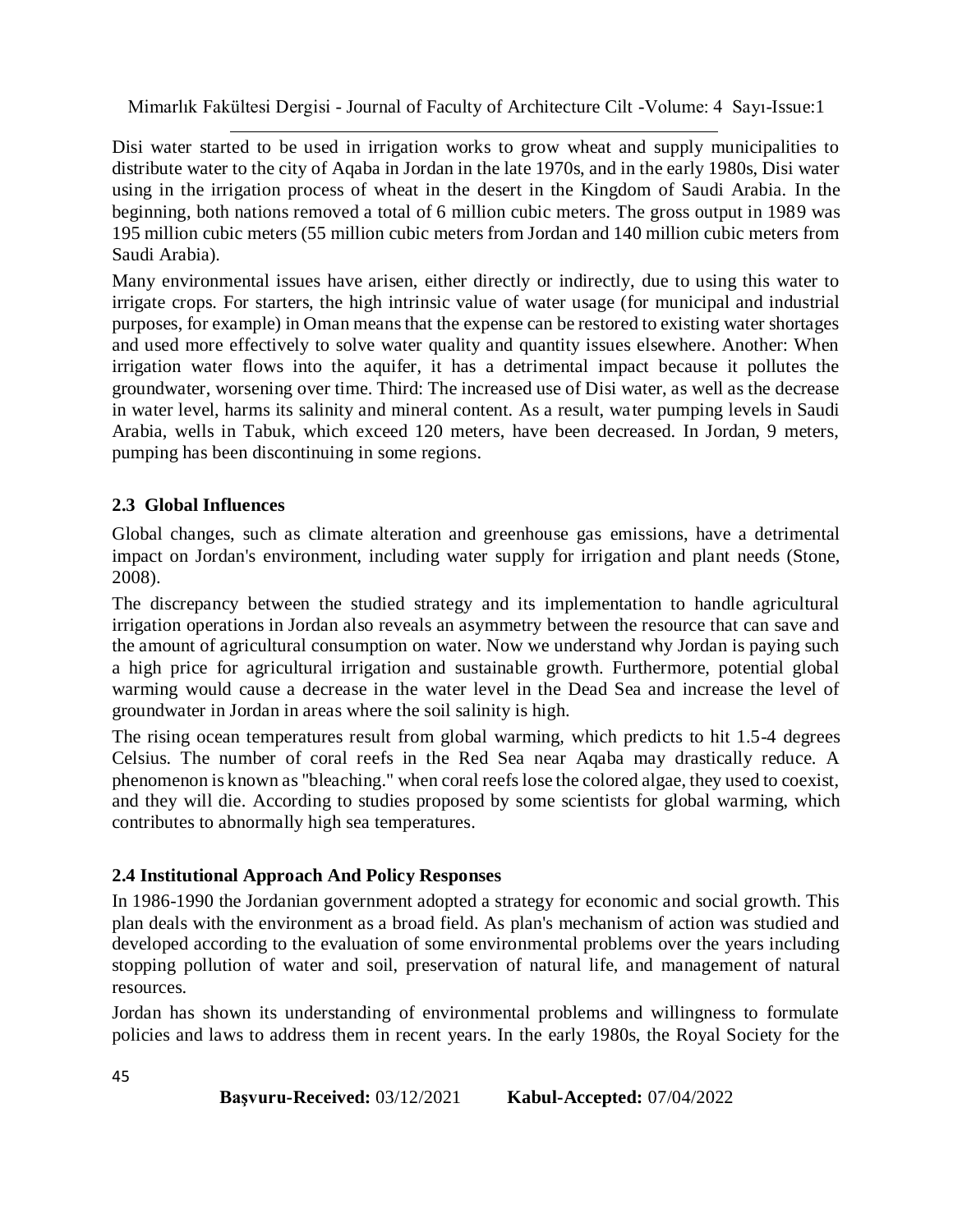Disi water started to be used in irrigation works to grow wheat and supply municipalities to distribute water to the city of Aqaba in Jordan in the late 1970s, and in the early 1980s, Disi water using in the irrigation process of wheat in the desert in the Kingdom of Saudi Arabia. In the beginning, both nations removed a total of 6 million cubic meters. The gross output in 1989 was 195 million cubic meters (55 million cubic meters from Jordan and 140 million cubic meters from Saudi Arabia).

Many environmental issues have arisen, either directly or indirectly, due to using this water to irrigate crops. For starters, the high intrinsic value of water usage (for municipal and industrial purposes, for example) in Oman means that the expense can be restored to existing water shortages and used more effectively to solve water quality and quantity issues elsewhere. Another: When irrigation water flows into the aquifer, it has a detrimental impact because it pollutes the groundwater, worsening over time. Third: The increased use of Disi water, as well as the decrease in water level, harms its salinity and mineral content. As a result, water pumping levels in Saudi Arabia, wells in Tabuk, which exceed 120 meters, have been decreased. In Jordan, 9 meters, pumping has been discontinuing in some regions.

## 2.3 Global Influences

Global changes, such as climate alteration and greenhouse gas emissions, have a detrimental impact on Jordan's environment, including water supply for irrigation and plant needs (Stone, 2008).

The discrepancy between the studied strategy and its implementation to handle agricultural irrigation operations in Jordan also reveals an asymmetry between the resource that can save and the amount of agricultural consumption on water. Now we understand why Jordan is paying such a high price for agricultural irrigation and sustainable growth. Furthermore, potential global warming would cause a decrease in the water level in the Dead Sea and increase the level of groundwater in Jordan in areas where the soil salinity is high.

The rising ocean temperatures result from global warming, which predicts to hit 1.5-4 degrees Celsius. The number of coral reefs in the Red Sea near Aqaba may drastically reduce. A phenomenon is known as "bleaching." when coral reefs lose the colored algae, they used to coexist, and they will die. According to studies proposed by some scientists for global warming, which contributes to abnormally high sea temperatures.

## 2.4 Institutional Approach And Policy Responses

In 1986-1990 the Jordanian government adopted a strategy for economic and social growth. This plan deals with the environment as a broad field. As plan's mechanism of action was studied and developed according to the evaluation of some environmental problems over the years including stopping pollution of water and soil, preservation of natural life, and management of natural resources.

Jordan has shown its understanding of environmental problems and willingness to formulate policies and laws to address them in recent years. In the early 1980s, the Royal Society for the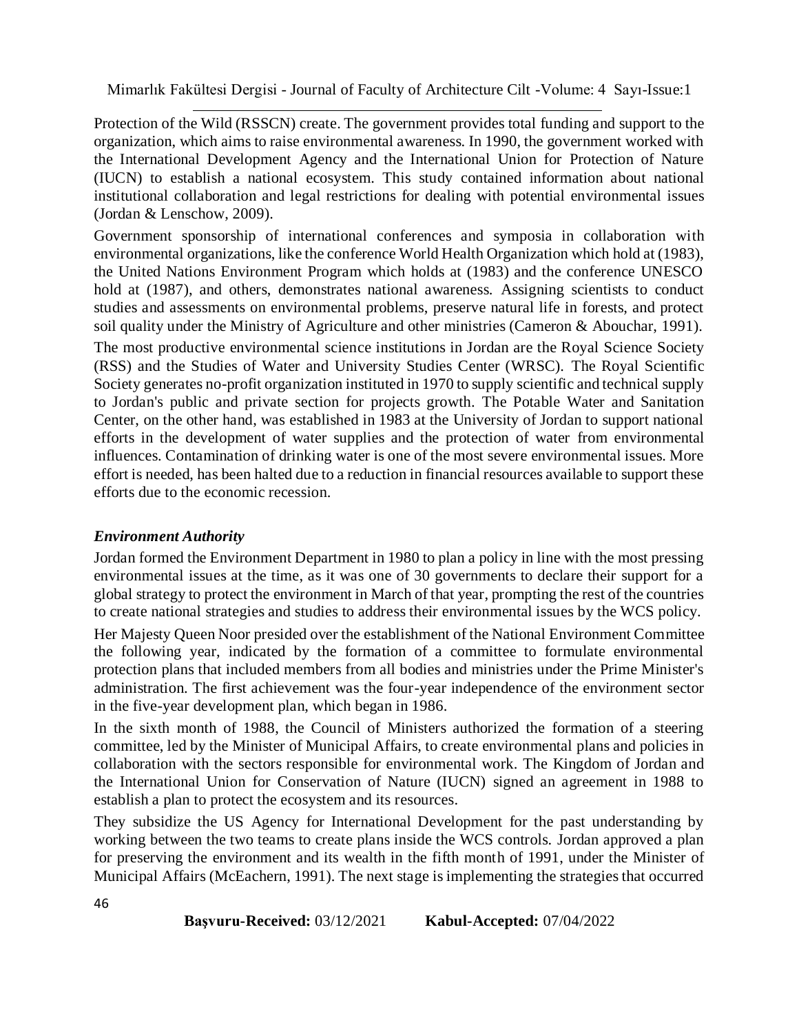Protection of the Wild (RSSCN) create. The government provides total funding and support to the organization, which aims to raise environmental awareness. In 1990, the government worked with the International Development Agency and the International Union for Protection of Nature (IUCN) to establish a national ecosystem. This study contained information about national institutional collaboration and legal restrictions for dealing with potential environmental issues (Jordan & Lenschow, 2009).

Government sponsorship of international conferences and symposia in collaboration with environmental organizations, like the conference World Health Organization which hold at (1983), the United Nations Environment Program which holds at (1983) and the conference UNESCO hold at (1987), and others, demonstrates national awareness. Assigning scientists to conduct studies and assessments on environmental problems, preserve natural life in forests, and protect soil quality under the Ministry of Agriculture and other ministries (Cameron & Abouchar, 1991).

The most productive environmental science institutions in Jordan are the Royal Science Society (RSS) and the Studies of Water and University Studies Center (WRSC). The Royal Scientific Society generates no-profit organization instituted in 1970 to supply scientific and technical supply to Jordan's public and private section for projects growth. The Potable Water and Sanitation Center, on the other hand, was established in 1983 at the University of Jordan to support national efforts in the development of water supplies and the protection of water from environmental influences. Contamination of drinking water is one of the most severe environmental issues. More effort is needed, has been halted due to a reduction in financial resources available to support these efforts due to the economic recession.

### *Environment Authority*

Jordan formed the Environment Department in 1980 to plan a policy in line with the most pressing environmental issues at the time, as it was one of 30 governments to declare their support for a global strategy to protect the environment in March of that year, prompting the rest of the countries to create national strategies and studies to address their environmental issues by the WCS policy.

Her Majesty Queen Noor presided over the establishment of the National Environment Committee the following year, indicated by the formation of a committee to formulate environmental protection plans that included members from all bodies and ministries under the Prime Minister's administration. The first achievement was the four-year independence of the environment sector in the five-year development plan, which began in 1986.

In the sixth month of 1988, the Council of Ministers authorized the formation of a steering committee, led by the Minister of Municipal Affairs, to create environmental plans and policies in collaboration with the sectors responsible for environmental work. The Kingdom of Jordan and the International Union for Conservation of Nature (IUCN) signed an agreement in 1988 to establish a plan to protect the ecosystem and its resources.

They subsidize the US Agency for International Development for the past understanding by working between the two teams to create plans inside the WCS controls. Jordan approved a plan for preserving the environment and its wealth in the fifth month of 1991, under the Minister of Municipal Affairs (McEachern, 1991). The next stage is implementing the strategies that occurred

**Başvuru-Received:** 03/12/2021 **Kabul-Accepted:** 07/04/2022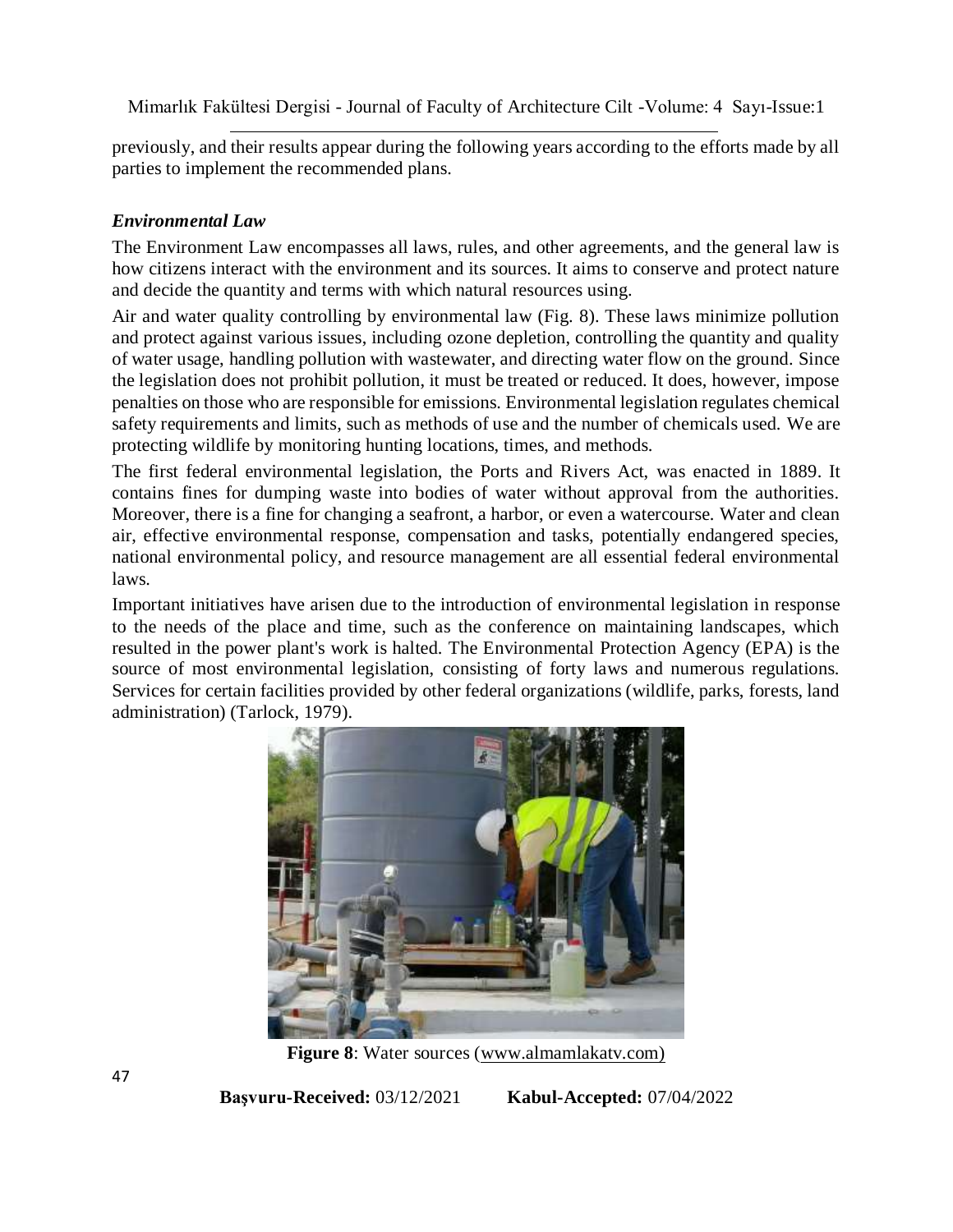previously, and their results appear during the following years according to the efforts made by all parties to implement the recommended plans.

### *Environmental Law*

The Environment Law encompasses all laws, rules, and other agreements, and the general law is how citizens interact with the environment and its sources. It aims to conserve and protect nature and decide the quantity and terms with which natural resources using.

Air and water quality controlling by environmental law (Fig. 8). These laws minimize pollution and protect against various issues, including ozone depletion, controlling the quantity and quality of water usage, handling pollution with wastewater, and directing water flow on the ground. Since the legislation does not prohibit pollution, it must be treated or reduced. It does, however, impose penalties on those who are responsible for emissions. Environmental legislation regulates chemical safety requirements and limits, such as methods of use and the number of chemicals used. We are protecting wildlife by monitoring hunting locations, times, and methods.

The first federal environmental legislation, the Ports and Rivers Act, was enacted in 1889. It contains fines for dumping waste into bodies of water without approval from the authorities. Moreover, there is a fine for changing a seafront, a harbor, or even a watercourse. Water and clean air, effective environmental response, compensation and tasks, potentially endangered species, national environmental policy, and resource management are all essential federal environmental laws.

Important initiatives have arisen due to the introduction of environmental legislation in response to the needs of the place and time, such as the conference on maintaining landscapes, which resulted in the power plant's work is halted. The Environmental Protection Agency (EPA) is the source of most environmental legislation, consisting of forty laws and numerous regulations. Services for certain facilities provided by other federal organizations (wildlife, parks, forests, land administration) (Tarlock, 1979).

**Figure 8**: Water sources (www.almamlakatv.com)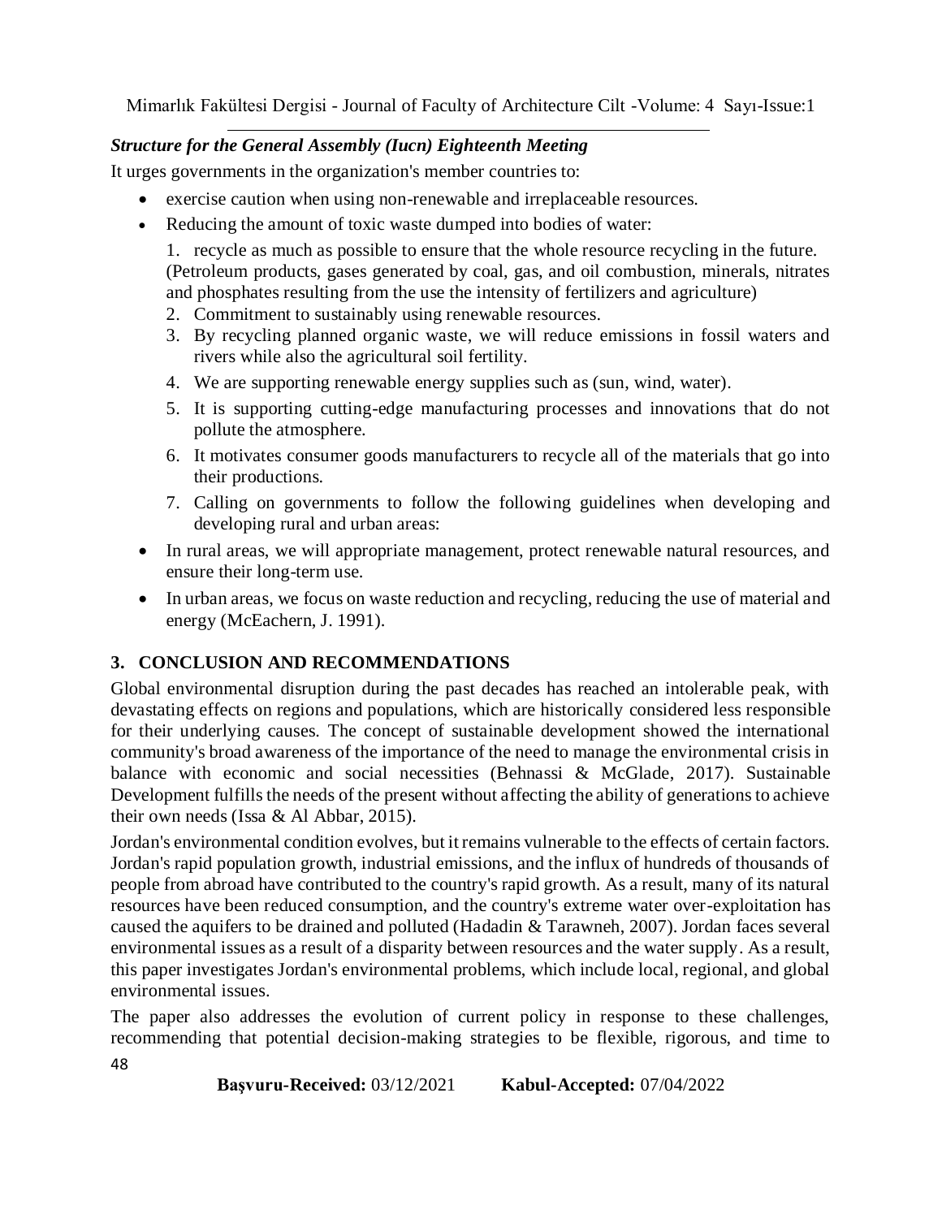***Structure for the General Assembly (Iucn) Eighteenth Meeting***

It urges governments in the organization's member countries to:

- exercise caution when using non-renewable and irreplaceable resources.
- Reducing the amount of toxic waste dumped into bodies of water:

  1. recycle as much as possible to ensure that the whole resource recycling in the future. (Petroleum products, gases generated by coal, gas, and oil combustion, minerals, nitrates and phosphates resulting from the use the intensity of fertilizers and agriculture)
  2. Commitment to sustainably using renewable resources.
  3. By recycling planned organic waste, we will reduce emissions in fossil waters and rivers while also the agricultural soil fertility.
  4. We are supporting renewable energy supplies such as (sun, wind, water).
  5. It is supporting cutting-edge manufacturing processes and innovations that do not pollute the atmosphere.
  6. It motivates consumer goods manufacturers to recycle all of the materials that go into their productions.
  7. Calling on governments to follow the following guidelines when developing and developing rural and urban areas:

- In rural areas, we will appropriate management, protect renewable natural resources, and ensure their long-term use.
- In urban areas, we focus on waste reduction and recycling, reducing the use of material and energy (McEachern, J. 1991).

## 3. CONCLUSION AND RECOMMENDATIONS

Global environmental disruption during the past decades has reached an intolerable peak, with devastating effects on regions and populations, which are historically considered less responsible for their underlying causes. The concept of sustainable development showed the international community's broad awareness of the importance of the need to manage the environmental crisis in balance with economic and social necessities (Behnassi & McGlade, 2017). Sustainable Development fulfills the needs of the present without affecting the ability of generations to achieve their own needs (Issa & Al Abbar, 2015).

Jordan's environmental condition evolves, but it remains vulnerable to the effects of certain factors. Jordan's rapid population growth, industrial emissions, and the influx of hundreds of thousands of people from abroad have contributed to the country's rapid growth. As a result, many of its natural resources have been reduced consumption, and the country's extreme water over-exploitation has caused the aquifers to be drained and polluted (Hadadin & Tarawneh, 2007). Jordan faces several environmental issues as a result of a disparity between resources and the water supply. As a result, this paper investigates Jordan's environmental problems, which include local, regional, and global environmental issues.

The paper also addresses the evolution of current policy in response to these challenges, recommending that potential decision-making strategies to be flexible, rigorous, and time to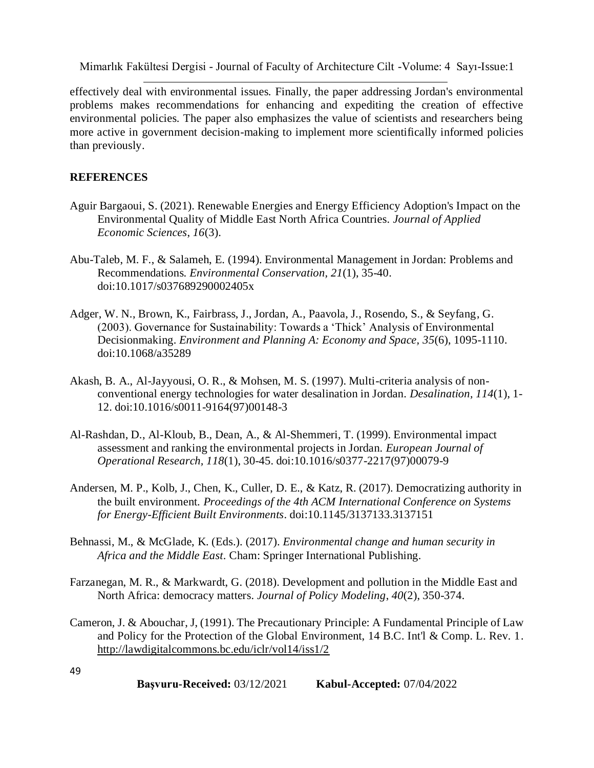effectively deal with environmental issues. Finally, the paper addressing Jordan's environmental problems makes recommendations for enhancing and expediting the creation of effective environmental policies. The paper also emphasizes the value of scientists and researchers being more active in government decision-making to implement more scientifically informed policies than previously.

## REFERENCES

Aguir Bargaoui, S. (2021). Renewable Energies and Energy Efficiency Adoption's Impact on the Environmental Quality of Middle East North Africa Countries. *Journal of Applied Economic Sciences*, *16*(3).

Abu-Taleb, M. F., & Salameh, E. (1994). Environmental Management in Jordan: Problems and Recommendations. *Environmental Conservation*, *21*(1), 35-40. doi:10.1017/s037689290002405x

Adger, W. N., Brown, K., Fairbrass, J., Jordan, A., Paavola, J., Rosendo, S., & Seyfang, G. (2003). Governance for Sustainability: Towards a 'Thick' Analysis of Environmental Decisionmaking. *Environment and Planning A: Economy and Space*, *35*(6), 1095-1110. doi:10.1068/a35289

Akash, B. A., Al-Jayyousi, O. R., & Mohsen, M. S. (1997). Multi-criteria analysis of non-conventional energy technologies for water desalination in Jordan. *Desalination*, *114*(1), 1-12. doi:10.1016/s0011-9164(97)00148-3

Al-Rashdan, D., Al-Kloub, B., Dean, A., & Al-Shemmeri, T. (1999). Environmental impact assessment and ranking the environmental projects in Jordan. *European Journal of Operational Research*, *118*(1), 30-45. doi:10.1016/s0377-2217(97)00079-9

Andersen, M. P., Kolb, J., Chen, K., Culler, D. E., & Katz, R. (2017). Democratizing authority in the built environment. *Proceedings of the 4th ACM International Conference on Systems for Energy-Efficient Built Environments*. doi:10.1145/3137133.3137151

Behnassi, M., & McGlade, K. (Eds.). (2017). *Environmental change and human security in Africa and the Middle East*. Cham: Springer International Publishing.

Farzanegan, M. R., & Markwardt, G. (2018). Development and pollution in the Middle East and North Africa: democracy matters. *Journal of Policy Modeling*, *40*(2), 350-374.

Cameron, J. & Abouchar, J, (1991). The Precautionary Principle: A Fundamental Principle of Law and Policy for the Protection of the Global Environment, 14 B.C. Int'l & Comp. L. Rev. 1. http://lawdigitalcommons.bc.edu/iclr/vol14/iss1/2

**Başvuru-Received:** 03/12/2021 **Kabul-Accepted:** 07/04/2022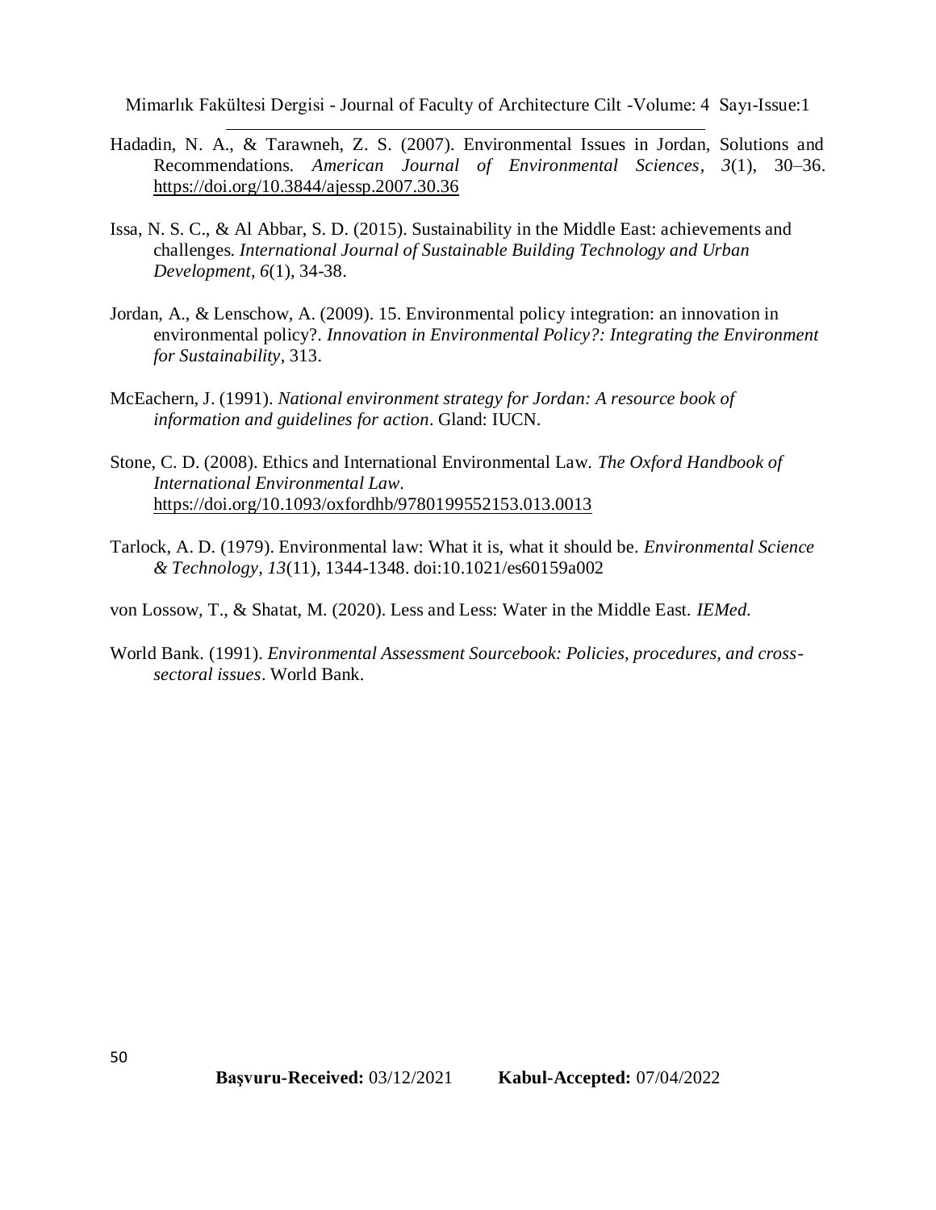Hadadin, N. A., & Tarawneh, Z. S. (2007). Environmental Issues in Jordan, Solutions and Recommendations. *American Journal of Environmental Sciences*, *3*(1), 30–36. https://doi.org/10.3844/ajessp.2007.30.36

Issa, N. S. C., & Al Abbar, S. D. (2015). Sustainability in the Middle East: achievements and challenges. *International Journal of Sustainable Building Technology and Urban Development*, *6*(1), 34-38.

Jordan, A., & Lenschow, A. (2009). 15. Environmental policy integration: an innovation in environmental policy?. *Innovation in Environmental Policy?: Integrating the Environment for Sustainability*, 313.

McEachern, J. (1991). *National environment strategy for Jordan: A resource book of information and guidelines for action*. Gland: IUCN.

Stone, C. D. (2008). Ethics and International Environmental Law. *The Oxford Handbook of International Environmental Law*. https://doi.org/10.1093/oxfordhb/9780199552153.013.0013

Tarlock, A. D. (1979). Environmental law: What it is, what it should be. *Environmental Science & Technology*, *13*(11), 1344-1348. doi:10.1021/es60159a002

von Lossow, T., & Shatat, M. (2020). Less and Less: Water in the Middle East. *IEMed.*

World Bank. (1991). *Environmental Assessment Sourcebook: Policies, procedures, and cross-sectoral issues*. World Bank.

**Başvuru-Received:** 03/12/2021 **Kabul-Accepted:** 07/04/2022